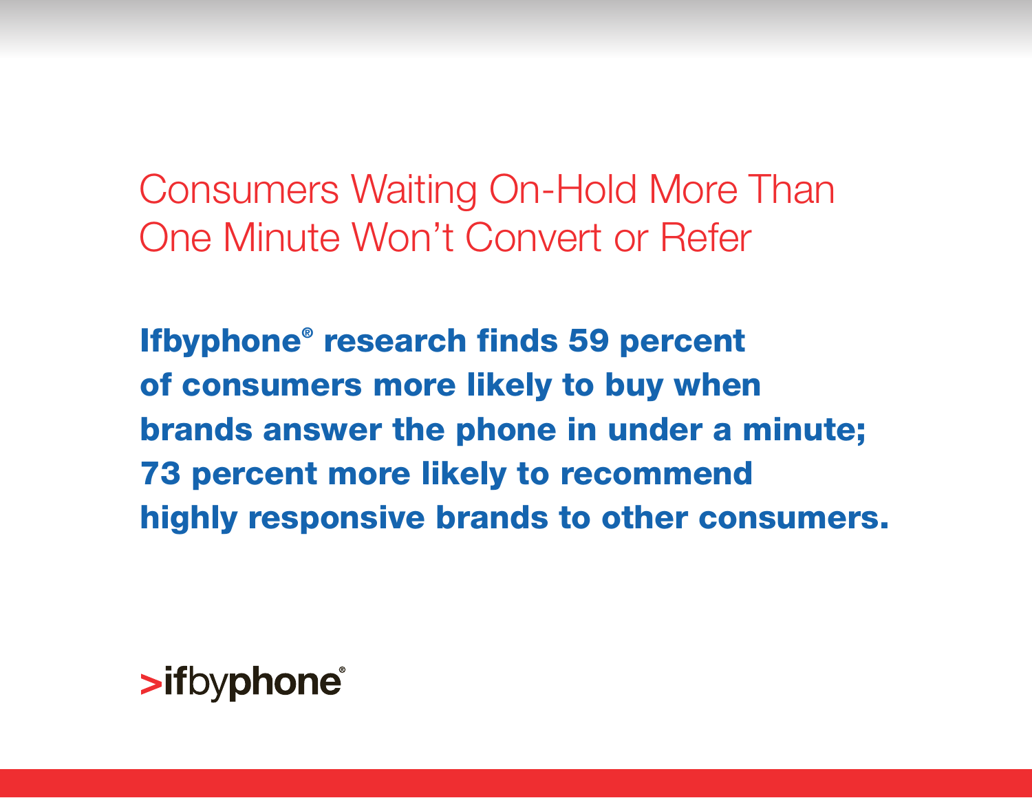# Consumers Waiting On-Hold More Than One Minute Won't Convert or Refer

**Ifbyphone® research finds 59 percent of consumers more likely to buy when brands answer the phone in under a minute; 73 percent more likely to recommend highly responsive brands to other consumers.**

>ifbyphone®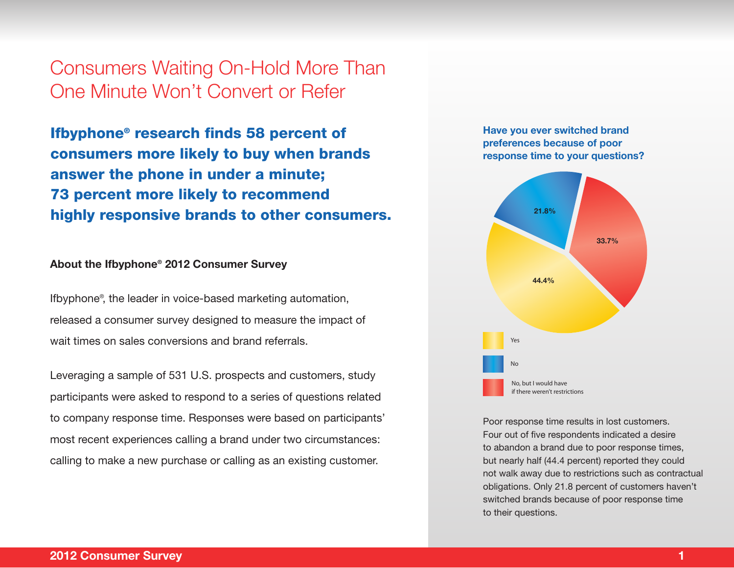# Consumers Waiting On-Hold More Than One Minute Won't Convert or Refer

## Ifbyphone® research finds 58 percent of consumers more likely to buy when brands answer the phone in under a minute; 73 percent more likely to recommend highly responsive brands to other consumers.

### About the Ifbyphone® 2012 Consumer Survey

Ifbyphone®, the leader in voice-based marketing automation, released a consumer survey designed to measure the impact of wait times on sales conversions and brand referrals.

Leveraging a sample of 531 U.S. prospects and customers, study participants were asked to respond to a series of questions related to company response time. Responses were based on participants' most recent experiences calling a brand under two circumstances: calling to make a new purchase or calling as an existing customer.

**Have you ever switched brand preferences because of poor response time to your questions?**

21.8%
33.7%
44.4%

Yes
No
No, but I would have if there weren't restrictions

Poor response time results in lost customers. Four out of five respondents indicated a desire to abandon a brand due to poor response times, but nearly half (44.4 percent) reported they could not walk away due to restrictions such as contractual obligations. Only 21.8 percent of customers haven't switched brands because of poor response time to their questions.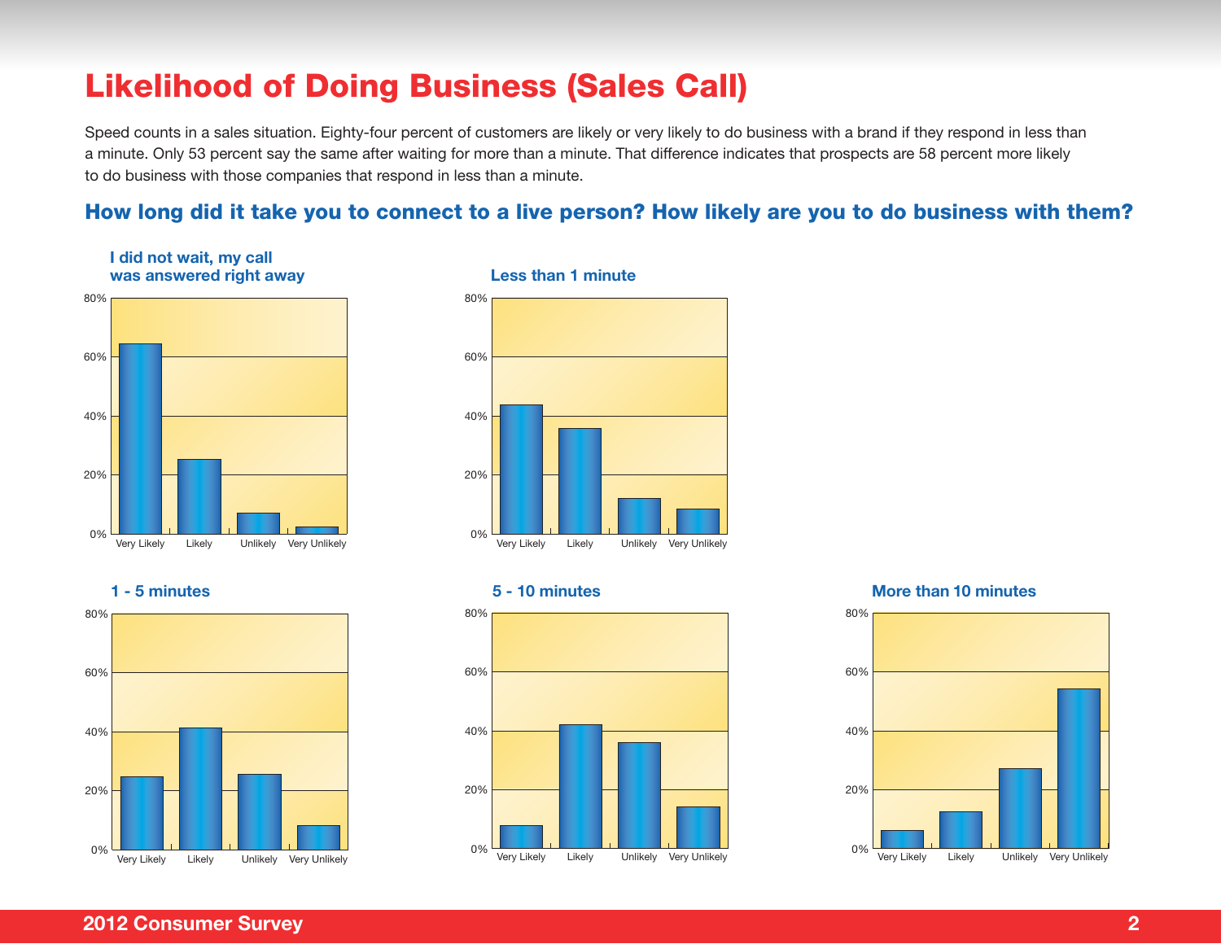# Likelihood of Doing Business (Sales Call)

Speed counts in a sales situation. Eighty-four percent of customers are likely or very likely to do business with a brand if they respond in less than a minute. Only 53 percent say the same after waiting for more than a minute. That difference indicates that prospects are 58 percent more likely to do business with those companies that respond in less than a minute.

## How long did it take you to connect to a live person? How likely are you to do business with them?

**I did not wait, my call was answered right away**

80%
60%
40%
20%
0%
Very Likely
Likely
Unlikely
Very Unlikely

**Less than 1 minute**

80%
60%
40%
20%
0%
Very Likely
Likely
Unlikely
Very Unlikely

**1 - 5 minutes**

80%
60%
40%
20%
0%
Very Likely
Likely
Unlikely
Very Unlikely

**5 - 10 minutes**

80%
60%
40%
20%
0%
Very Likely
Likely
Unlikely
Very Unlikely

**More than 10 minutes**

80%
60%
40%
20%
0%
Very Likely
Likely
Unlikely
Very Unlikely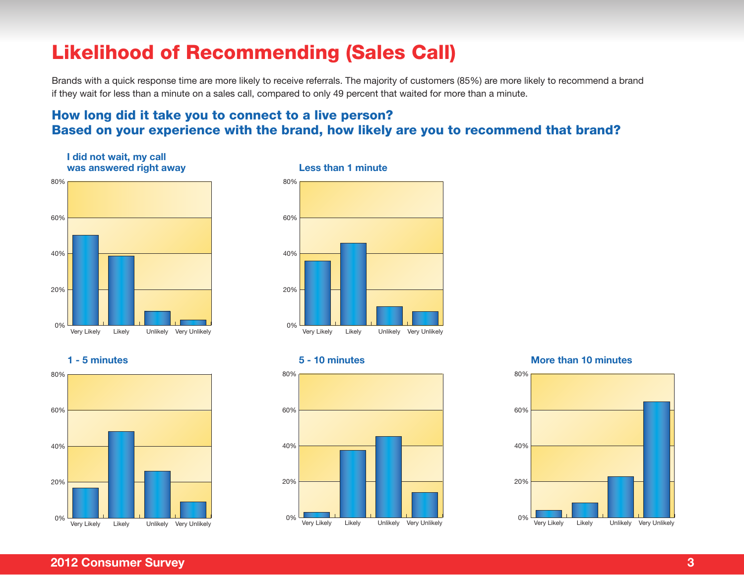# Likelihood of Recommending (Sales Call)

Brands with a quick response time are more likely to receive referrals. The majority of customers (85%) are more likely to recommend a brand if they wait for less than a minute on a sales call, compared to only 49 percent that waited for more than a minute.

## How long did it take you to connect to a live person?
## Based on your experience with the brand, how likely are you to recommend that brand?

**I did not wait, my call was answered right away**

80%
60%
40%
20%
0%
Very Likely Likely Unlikely Very Unlikely

**Less than 1 minute**

80%
60%
40%
20%
0%
Very Likely Likely Unlikely Very Unlikely

**1 - 5 minutes**

80%
60%
40%
20%
0%
Very Likely Likely Unlikely Very Unlikely

**5 - 10 minutes**

80%
60%
40%
20%
0%
Very Likely Likely Unlikely Very Unlikely

**More than 10 minutes**

80%
60%
40%
20%
0%
Very Likely Likely Unlikely Very Unlikely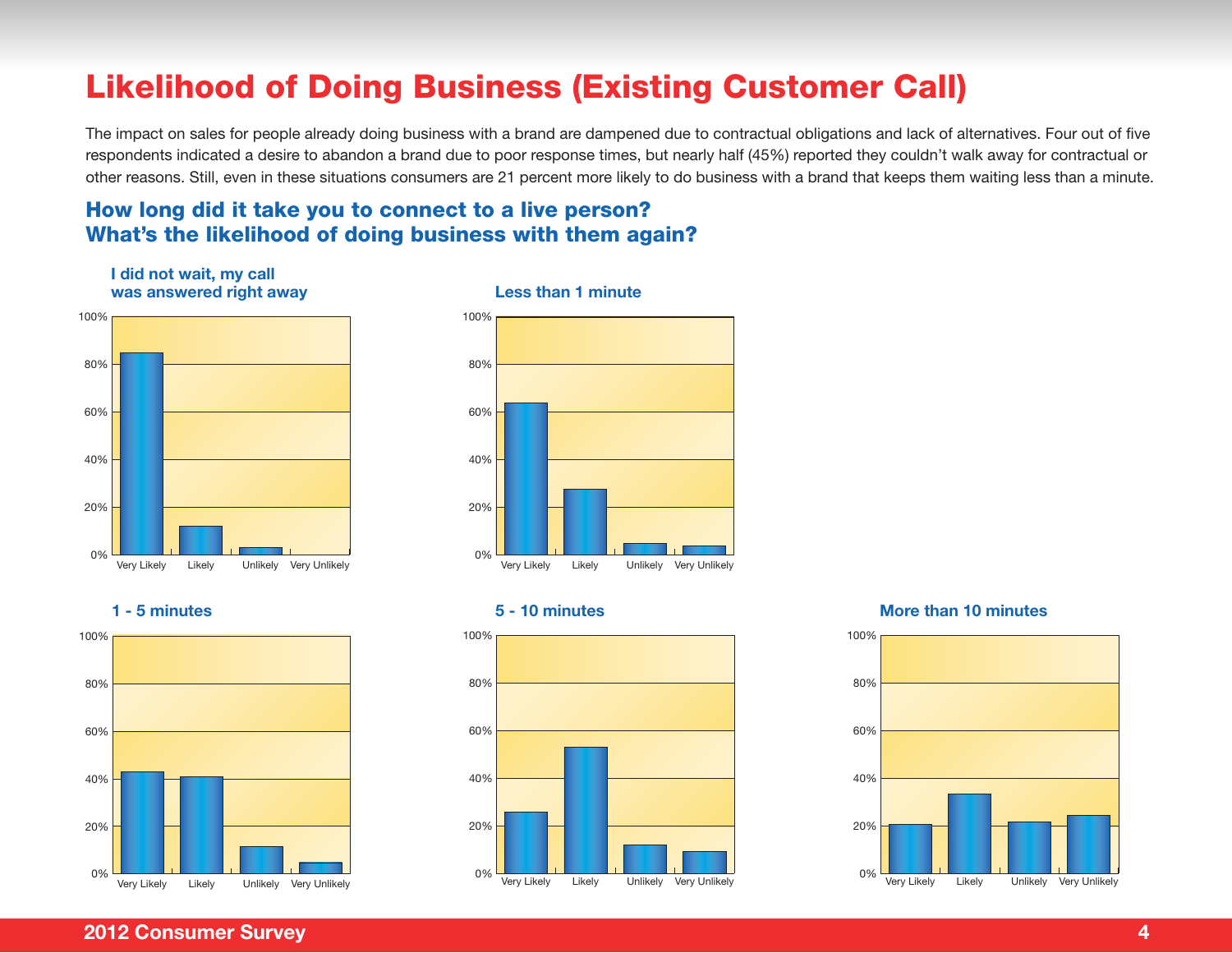# Likelihood of Doing Business (Existing Customer Call)

The impact on sales for people already doing business with a brand are dampened due to contractual obligations and lack of alternatives. Four out of five respondents indicated a desire to abandon a brand due to poor response times, but nearly half (45%) reported they couldn't walk away for contractual or other reasons. Still, even in these situations consumers are 21 percent more likely to do business with a brand that keeps them waiting less than a minute.

## How long did it take you to connect to a live person? What's the likelihood of doing business with them again?

**I did not wait, my call was answered right away**

100%
80%
60%
40%
20%
0%
Very Likely
Likely
Unlikely
Very Unlikely

**Less than 1 minute**

100%
80%
60%
40%
20%
0%
Very Likely
Likely
Unlikely
Very Unlikely

**1 - 5 minutes**

100%
80%
60%
40%
20%
0%
Very Likely
Likely
Unlikely
Very Unlikely

**5 - 10 minutes**

100%
80%
60%
40%
20%
0%
Very Likely
Likely
Unlikely
Very Unlikely

**More than 10 minutes**

100%
80%
60%
40%
20%
0%
Very Likely
Likely
Unlikely
Very Unlikely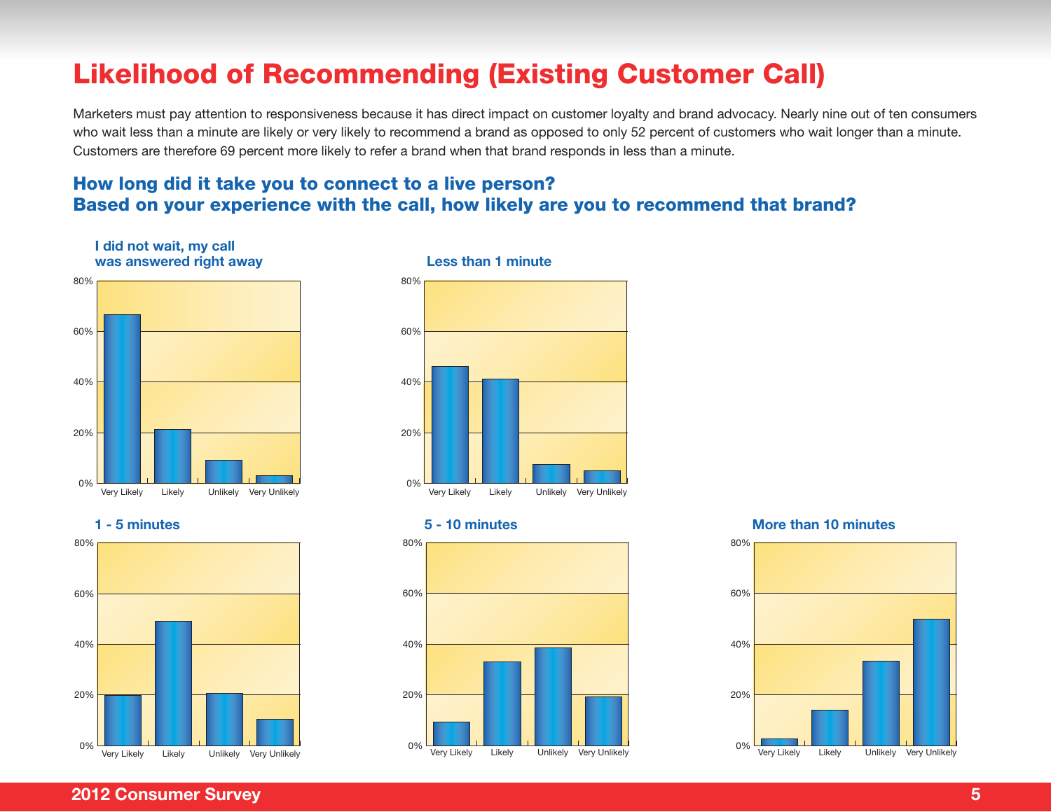# Likelihood of Recommending (Existing Customer Call)

Marketers must pay attention to responsiveness because it has direct impact on customer loyalty and brand advocacy. Nearly nine out of ten consumers who wait less than a minute are likely or very likely to recommend a brand as opposed to only 52 percent of customers who wait longer than a minute. Customers are therefore 69 percent more likely to refer a brand when that brand responds in less than a minute.

## How long did it take you to connect to a live person?
## Based on your experience with the call, how likely are you to recommend that brand?

**I did not wait, my call was answered right away**

80%
60%
40%
20%
0%
Very Likely Likely Unlikely Very Unlikely

**Less than 1 minute**

80%
60%
40%
20%
0%
Very Likely Likely Unlikely Very Unlikely

**1 - 5 minutes**

80%
60%
40%
20%
0%
Very Likely Likely Unlikely Very Unlikely

**5 - 10 minutes**

80%
60%
40%
20%
0%
Very Likely Likely Unlikely Very Unlikely

**More than 10 minutes**

80%
60%
40%
20%
0%
Very Likely Likely Unlikely Very Unlikely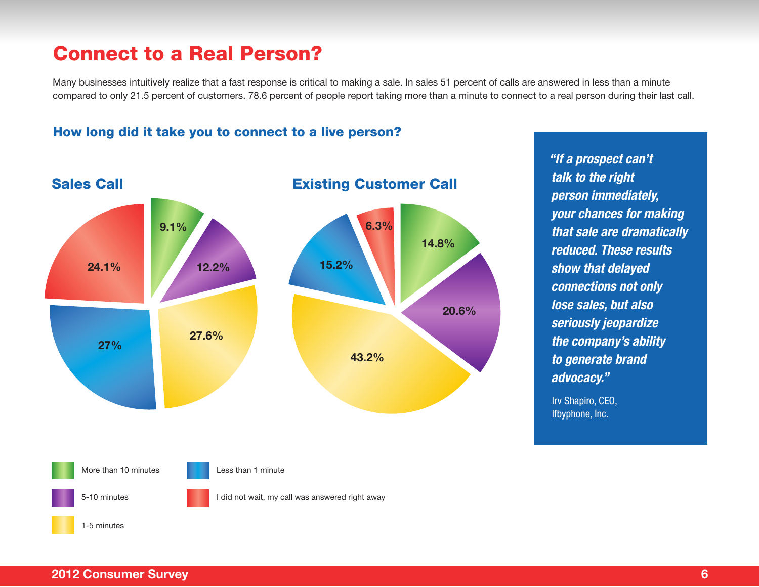# Connect to a Real Person?

Many businesses intuitively realize that a fast response is critical to making a sale. In sales 51 percent of calls are answered in less than a minute compared to only 21.5 percent of customers. 78.6 percent of people report taking more than a minute to connect to a real person during their last call.

## How long did it take you to connect to a live person?

### Sales Call

9.1%
12.2%
27.6%
27%
24.1%

### Existing Customer Call

6.3%
14.8%
20.6%
43.2%
15.2%

More than 10 minutes
5-10 minutes
1-5 minutes
Less than 1 minute
I did not wait, my call was answered right away

> ***"If a prospect can't talk to the right person immediately, your chances for making that sale are dramatically reduced. These results show that delayed connections not only lose sales, but also seriously jeopardize the company's ability to generate brand advocacy."***
>
> Irv Shapiro, CEO,
> Ifbyphone, Inc.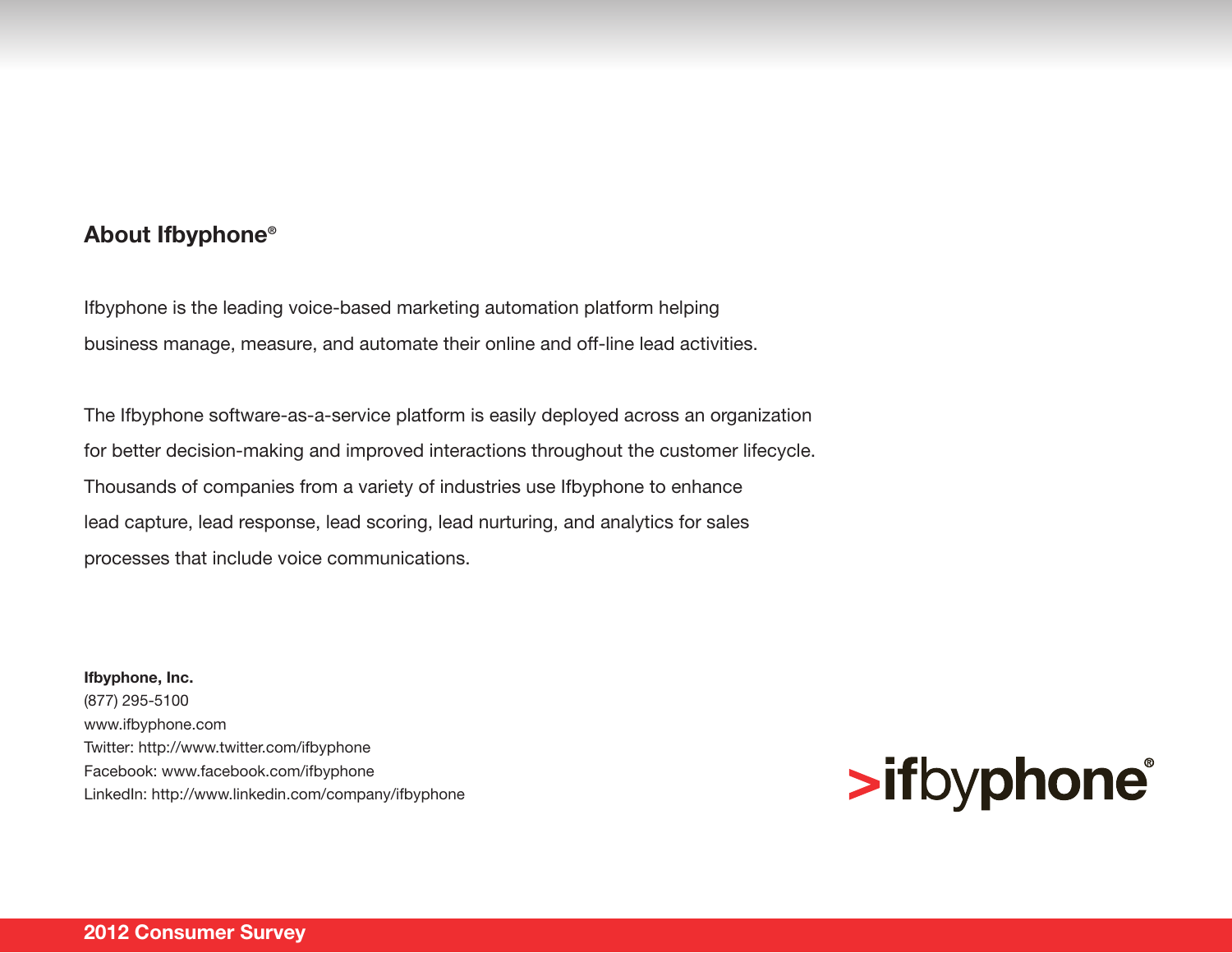## About Ifbyphone®

Ifbyphone is the leading voice-based marketing automation platform helping business manage, measure, and automate their online and off-line lead activities.

The Ifbyphone software-as-a-service platform is easily deployed across an organization for better decision-making and improved interactions throughout the customer lifecycle. Thousands of companies from a variety of industries use Ifbyphone to enhance lead capture, lead response, lead scoring, lead nurturing, and analytics for sales processes that include voice communications.

**Ifbyphone, Inc.**
(877) 295-5100
www.ifbyphone.com
Twitter: http://www.twitter.com/ifbyphone
Facebook: www.facebook.com/ifbyphone
LinkedIn: http://www.linkedin.com/company/ifbyphone

>ifbyphone®